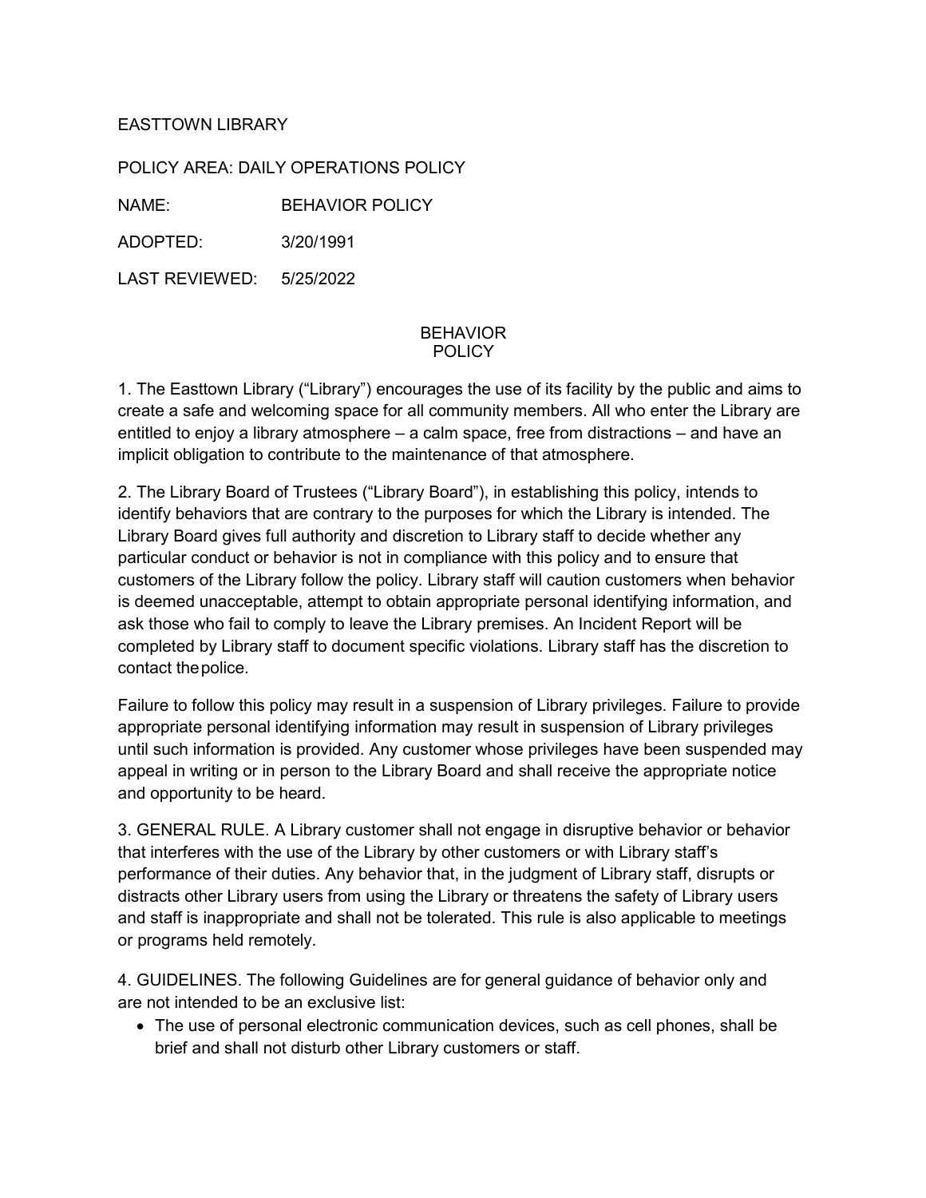EASTTOWN LIBRARY

POLICY AREA: DAILY OPERATIONS POLICY

NAME: BEHAVIOR POLICY

ADOPTED: 3/20/1991

LAST REVIEWED: 5/25/2022

# BEHAVIOR POLICY

1. The Easttown Library ("Library") encourages the use of its facility by the public and aims to create a safe and welcoming space for all community members. All who enter the Library are entitled to enjoy a library atmosphere – a calm space, free from distractions – and have an implicit obligation to contribute to the maintenance of that atmosphere.

2. The Library Board of Trustees ("Library Board"), in establishing this policy, intends to identify behaviors that are contrary to the purposes for which the Library is intended. The Library Board gives full authority and discretion to Library staff to decide whether any particular conduct or behavior is not in compliance with this policy and to ensure that customers of the Library follow the policy. Library staff will caution customers when behavior is deemed unacceptable, attempt to obtain appropriate personal identifying information, and ask those who fail to comply to leave the Library premises. An Incident Report will be completed by Library staff to document specific violations. Library staff has the discretion to contact the police.

Failure to follow this policy may result in a suspension of Library privileges. Failure to provide appropriate personal identifying information may result in suspension of Library privileges until such information is provided. Any customer whose privileges have been suspended may appeal in writing or in person to the Library Board and shall receive the appropriate notice and opportunity to be heard.

3. GENERAL RULE. A Library customer shall not engage in disruptive behavior or behavior that interferes with the use of the Library by other customers or with Library staff's performance of their duties. Any behavior that, in the judgment of Library staff, disrupts or distracts other Library users from using the Library or threatens the safety of Library users and staff is inappropriate and shall not be tolerated. This rule is also applicable to meetings or programs held remotely.

4. GUIDELINES. The following Guidelines are for general guidance of behavior only and are not intended to be an exclusive list:

- The use of personal electronic communication devices, such as cell phones, shall be brief and shall not disturb other Library customers or staff.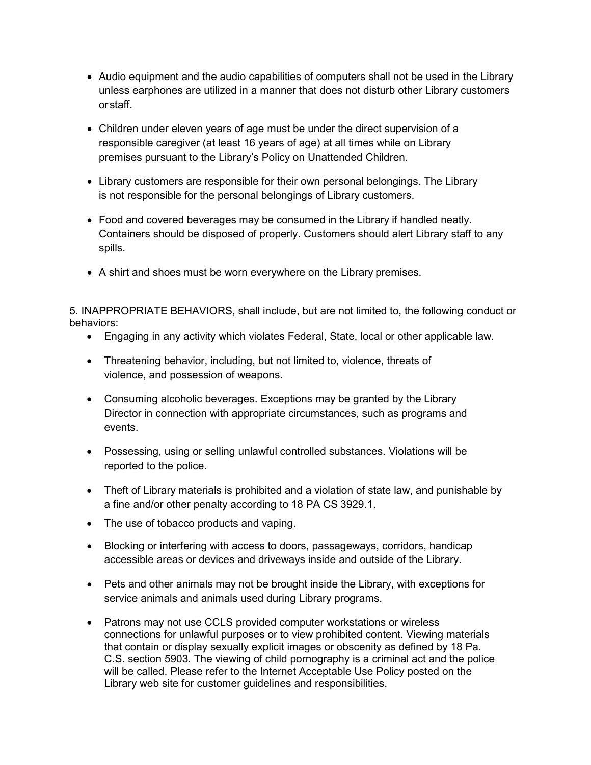- Audio equipment and the audio capabilities of computers shall not be used in the Library unless earphones are utilized in a manner that does not disturb other Library customers or staff.

- Children under eleven years of age must be under the direct supervision of a responsible caregiver (at least 16 years of age) at all times while on Library premises pursuant to the Library's Policy on Unattended Children.

- Library customers are responsible for their own personal belongings. The Library is not responsible for the personal belongings of Library customers.

- Food and covered beverages may be consumed in the Library if handled neatly. Containers should be disposed of properly. Customers should alert Library staff to any spills.

- A shirt and shoes must be worn everywhere on the Library premises.

5. INAPPROPRIATE BEHAVIORS, shall include, but are not limited to, the following conduct or behaviors:

- Engaging in any activity which violates Federal, State, local or other applicable law.

- Threatening behavior, including, but not limited to, violence, threats of violence, and possession of weapons.

- Consuming alcoholic beverages. Exceptions may be granted by the Library Director in connection with appropriate circumstances, such as programs and events.

- Possessing, using or selling unlawful controlled substances. Violations will be reported to the police.

- Theft of Library materials is prohibited and a violation of state law, and punishable by a fine and/or other penalty according to 18 PA CS 3929.1.

- The use of tobacco products and vaping.

- Blocking or interfering with access to doors, passageways, corridors, handicap accessible areas or devices and driveways inside and outside of the Library.

- Pets and other animals may not be brought inside the Library, with exceptions for service animals and animals used during Library programs.

- Patrons may not use CCLS provided computer workstations or wireless connections for unlawful purposes or to view prohibited content. Viewing materials that contain or display sexually explicit images or obscenity as defined by 18 Pa. C.S. section 5903. The viewing of child pornography is a criminal act and the police will be called. Please refer to the Internet Acceptable Use Policy posted on the Library web site for customer guidelines and responsibilities.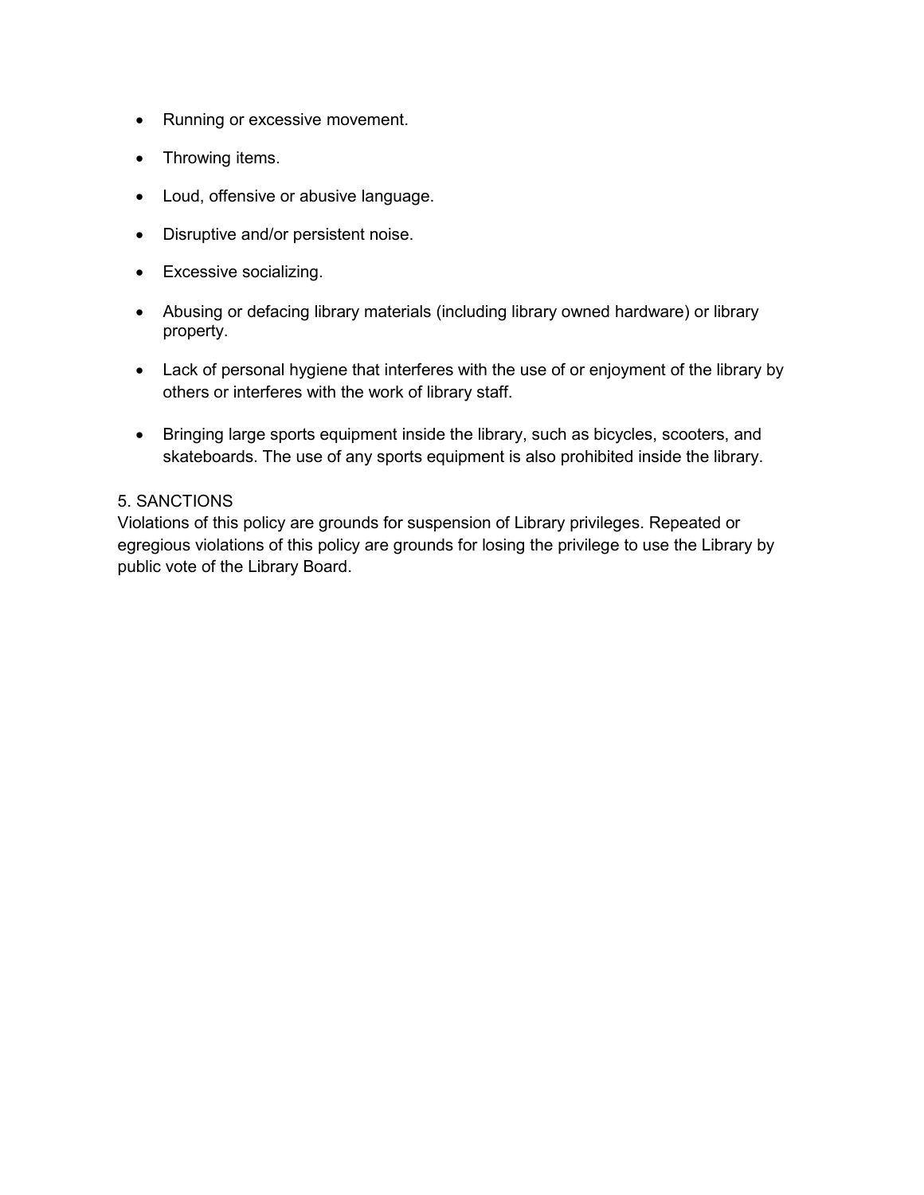- Running or excessive movement.
- Throwing items.
- Loud, offensive or abusive language.
- Disruptive and/or persistent noise.
- Excessive socializing.
- Abusing or defacing library materials (including library owned hardware) or library property.
- Lack of personal hygiene that interferes with the use of or enjoyment of the library by others or interferes with the work of library staff.
- Bringing large sports equipment inside the library, such as bicycles, scooters, and skateboards. The use of any sports equipment is also prohibited inside the library.

## 5. SANCTIONS

Violations of this policy are grounds for suspension of Library privileges. Repeated or egregious violations of this policy are grounds for losing the privilege to use the Library by public vote of the Library Board.